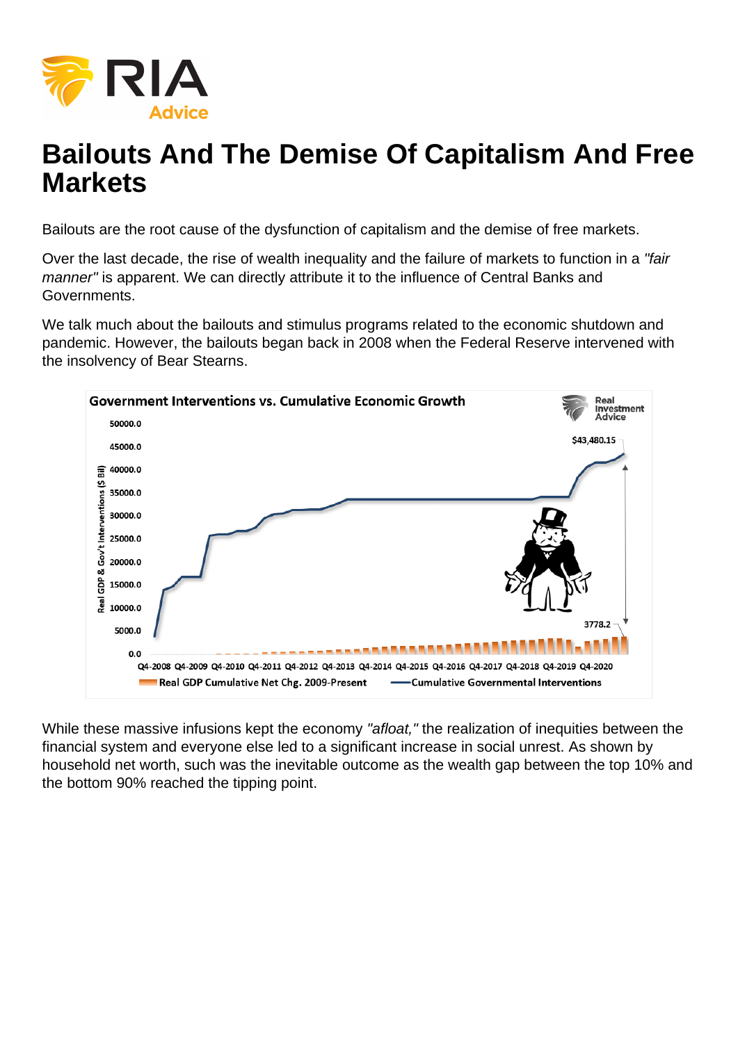# Bailouts And The Demise Of Capitalism And Free Markets

Bailouts are the root cause of the dysfunction of capitalism and the demise of free markets.

Over the last decade, the rise of wealth inequality and the failure of markets to function in a *"fair manner"* is apparent. We can directly attribute it to the influence of Central Banks and Governments.

We talk much about the bailouts and stimulus programs related to the economic shutdown and pandemic. However, the bailouts began back in 2008 when the Federal Reserve intervened with the insolvency of Bear Stearns.

While these massive infusions kept the economy *"afloat,"* the realization of inequities between the financial system and everyone else led to a significant increase in social unrest. As shown by household net worth, such was the inevitable outcome as the wealth gap between the top 10% and the bottom 90% reached the tipping point.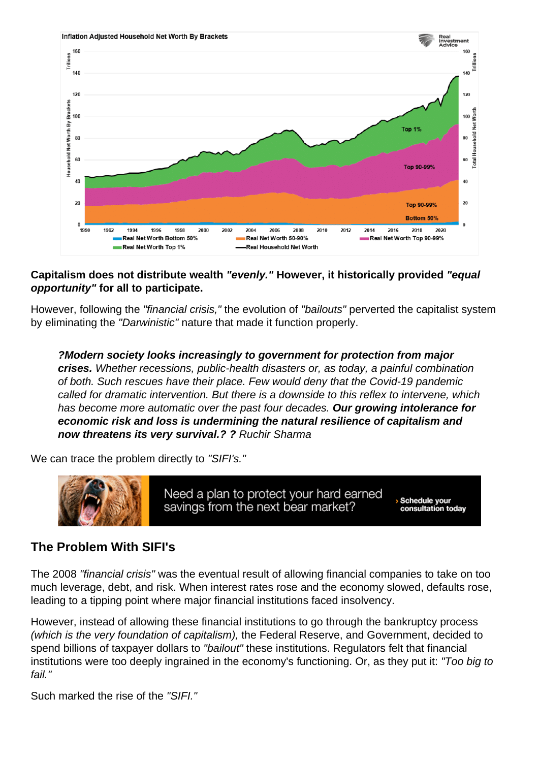**Capitalism does not distribute wealth *"evenly."* However, it historically provided *"equal opportunity"* for all to participate.**

However, following the *"financial crisis,"* the evolution of *"bailouts"* perverted the capitalist system by eliminating the *"Darwinistic"* nature that made it function properly.

> ***?Modern society looks increasingly to government for protection from major crises.*** *Whether recessions, public-health disasters or, as today, a painful combination of both. Such rescues have their place. Few would deny that the Covid-19 pandemic called for dramatic intervention. But there is a downside to this reflex to intervene, which has become more automatic over the past four decades.* ***Our growing intolerance for economic risk and loss is undermining the natural resilience of capitalism and now threatens its very survival.? ?*** *Ruchir Sharma*

We can trace the problem directly to *"SIFI's."*

## The Problem With SIFI's

The 2008 *"financial crisis"* was the eventual result of allowing financial companies to take on too much leverage, debt, and risk. When interest rates rose and the economy slowed, defaults rose, leading to a tipping point where major financial institutions faced insolvency.

However, instead of allowing these financial institutions to go through the bankruptcy process *(which is the very foundation of capitalism),* the Federal Reserve, and Government, decided to spend billions of taxpayer dollars to *"bailout"* these institutions. Regulators felt that financial institutions were too deeply ingrained in the economy's functioning. Or, as they put it: *"Too big to fail."*

Such marked the rise of the *"SIFI."*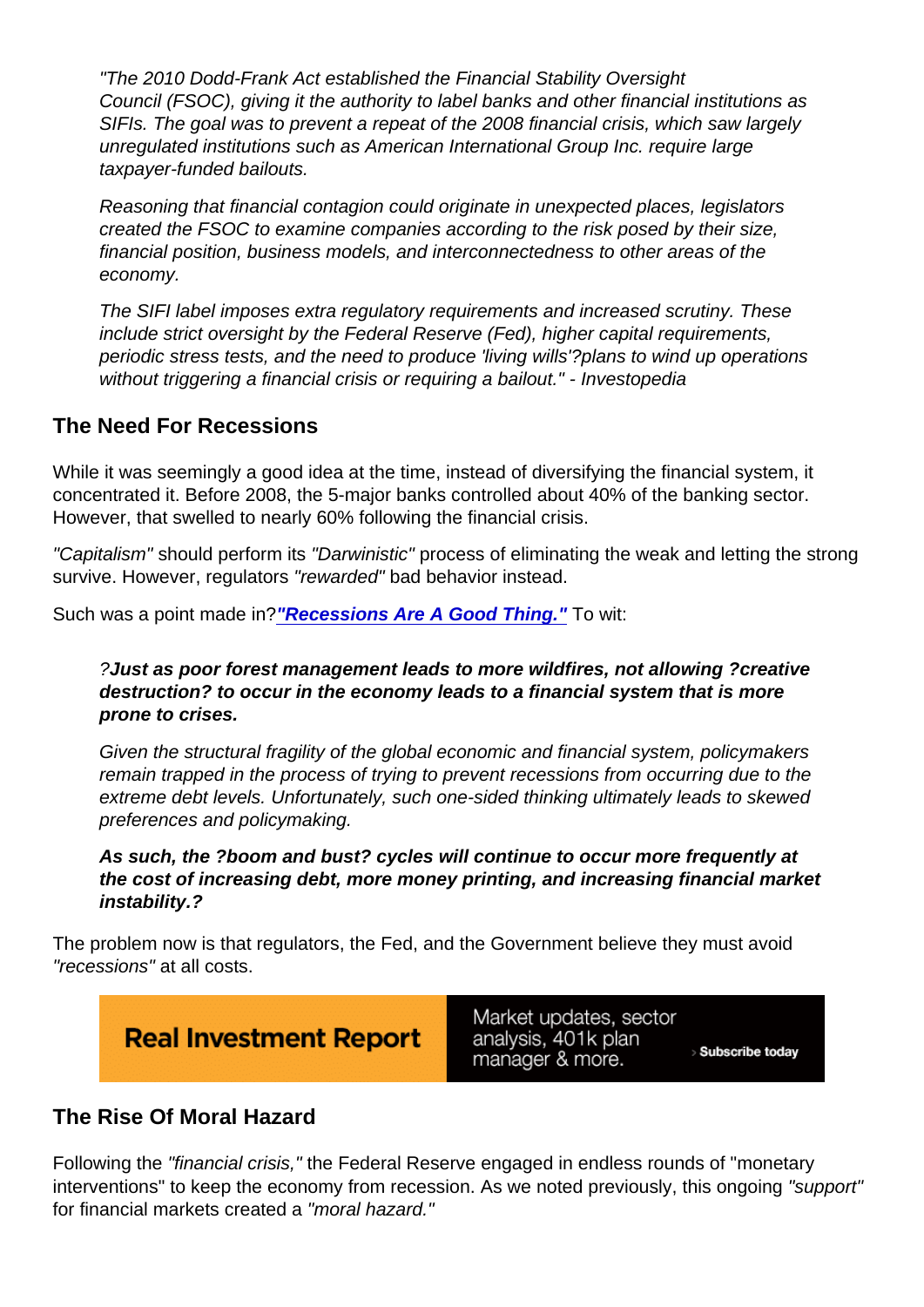> *"The 2010 Dodd-Frank Act established the Financial Stability Oversight Council (FSOC), giving it the authority to label banks and other financial institutions as SIFIs. The goal was to prevent a repeat of the 2008 financial crisis, which saw largely unregulated institutions such as American International Group Inc. require large taxpayer-funded bailouts.*
>
> *Reasoning that financial contagion could originate in unexpected places, legislators created the FSOC to examine companies according to the risk posed by their size, financial position, business models, and interconnectedness to other areas of the economy.*
>
> *The SIFI label imposes extra regulatory requirements and increased scrutiny. These include strict oversight by the Federal Reserve (Fed), higher capital requirements, periodic stress tests, and the need to produce 'living wills'?plans to wind up operations without triggering a financial crisis or requiring a bailout." - Investopedia*

## The Need For Recessions

While it was seemingly a good idea at the time, instead of diversifying the financial system, it concentrated it. Before 2008, the 5-major banks controlled about 40% of the banking sector. However, that swelled to nearly 60% following the financial crisis.

*"Capitalism"* should perform its *"Darwinistic"* process of eliminating the weak and letting the strong survive. However, regulators *"rewarded"* bad behavior instead.

Such was a point made in?***"Recessions Are A Good Thing."*** To wit:

> ?**Just as poor forest management leads to more wildfires, not allowing ?creative destruction? to occur in the economy leads to a financial system that is more prone to crises.**
>
> Given the structural fragility of the global economic and financial system, policymakers remain trapped in the process of trying to prevent recessions from occurring due to the extreme debt levels. Unfortunately, such one-sided thinking ultimately leads to skewed preferences and policymaking.
>
> **As such, the ?boom and bust? cycles will continue to occur more frequently at the cost of increasing debt, more money printing, and increasing financial market instability.?**

The problem now is that regulators, the Fed, and the Government believe they must avoid *"recessions"* at all costs.

Real Investment Report — Market updates, sector analysis, 401k plan manager & more. › Subscribe today

## The Rise Of Moral Hazard

Following the *"financial crisis,"* the Federal Reserve engaged in endless rounds of "monetary interventions" to keep the economy from recession. As we noted previously, this ongoing *"support"* for financial markets created a *"moral hazard."*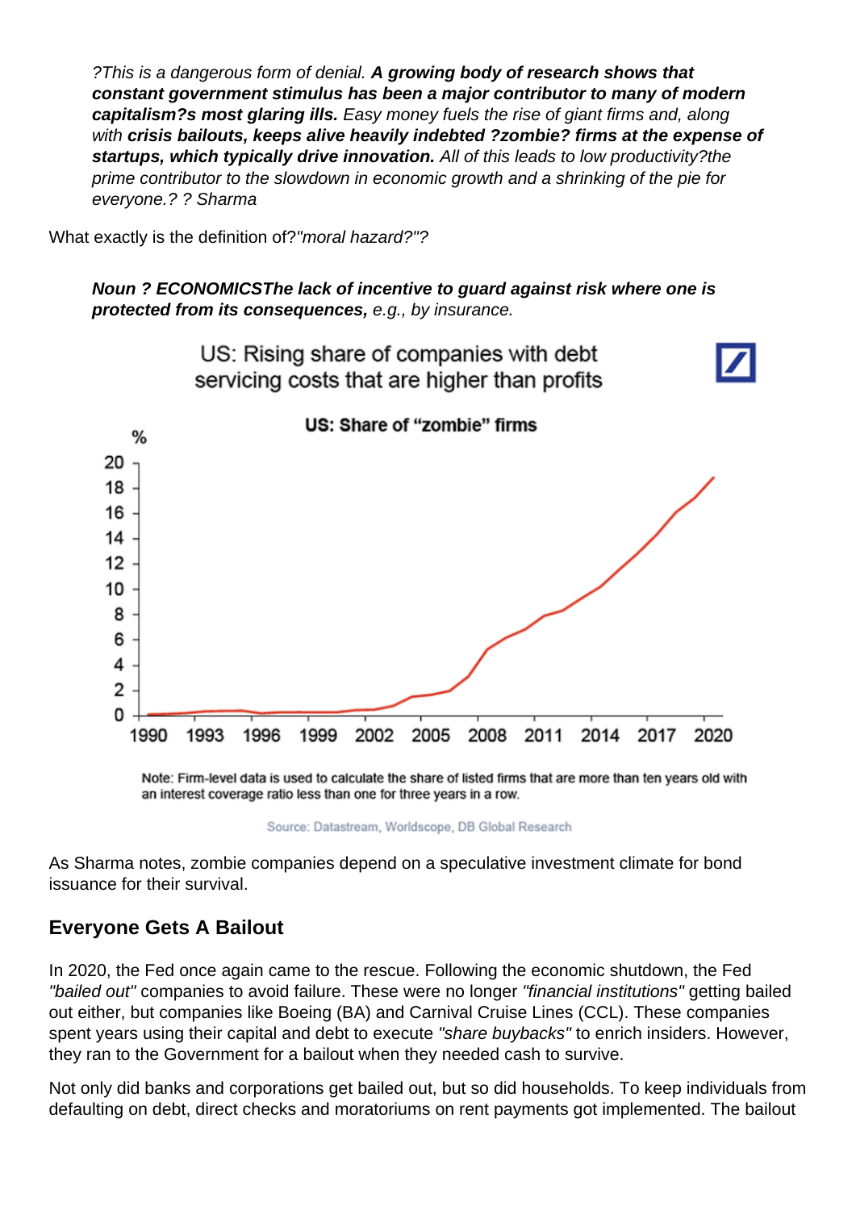> ?This is a dangerous form of denial. **A growing body of research shows that constant government stimulus has been a major contributor to many of modern capitalism?s most glaring ills.** Easy money fuels the rise of giant firms and, along with **crisis bailouts, keeps alive heavily indebted ?zombie? firms at the expense of startups, which typically drive innovation.** All of this leads to low productivity?the prime contributor to the slowdown in economic growth and a shrinking of the pie for everyone.? ? Sharma

What exactly is the definition of?*"moral hazard?"*?

> ***Noun ? ECONOMICSThe lack of incentive to guard against risk where one is protected from its consequences,*** *e.g., by insurance.*

US: Rising share of companies with debt servicing costs that are higher than profits

US: Share of "zombie" firms

Note: Firm-level data is used to calculate the share of listed firms that are more than ten years old with an interest coverage ratio less than one for three years in a row.

Source: Datastream, Worldscope, DB Global Research

As Sharma notes, zombie companies depend on a speculative investment climate for bond issuance for their survival.

## Everyone Gets A Bailout

In 2020, the Fed once again came to the rescue. Following the economic shutdown, the Fed *"bailed out"* companies to avoid failure. These were no longer *"financial institutions"* getting bailed out either, but companies like Boeing (BA) and Carnival Cruise Lines (CCL). These companies spent years using their capital and debt to execute *"share buybacks"* to enrich insiders. However, they ran to the Government for a bailout when they needed cash to survive.

Not only did banks and corporations get bailed out, but so did households. To keep individuals from defaulting on debt, direct checks and moratoriums on rent payments got implemented. The bailout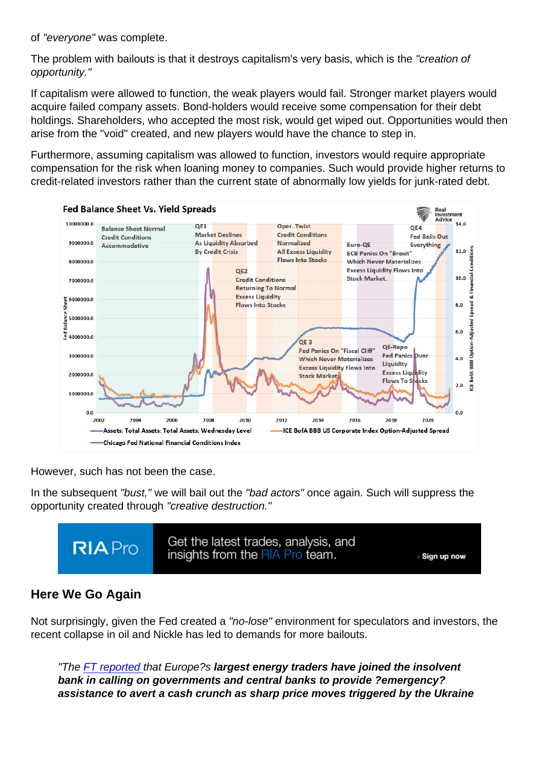of *"everyone"* was complete.

The problem with bailouts is that it destroys capitalism's very basis, which is the *"creation of opportunity."*

If capitalism were allowed to function, the weak players would fail. Stronger market players would acquire failed company assets. Bond-holders would receive some compensation for their debt holdings. Shareholders, who accepted the most risk, would get wiped out. Opportunities would then arise from the "void" created, and new players would have the chance to step in.

Furthermore, assuming capitalism was allowed to function, investors would require appropriate compensation for the risk when loaning money to companies. Such would provide higher returns to credit-related investors rather than the current state of abnormally low yields for junk-rated debt.

However, such has not been the case.

In the subsequent *"bust,"* we will bail out the *"bad actors"* once again. Such will suppress the opportunity created through *"creative destruction."*

## Here We Go Again

Not surprisingly, given the Fed created a *"no-lose"* environment for speculators and investors, the recent collapse in oil and Nickle has led to demands for more bailouts.

> *"The FT reported that Europe?s **largest energy traders have joined the insolvent bank in calling on governments and central banks to provide ?emergency? assistance to avert a cash crunch as sharp price moves triggered by the Ukraine***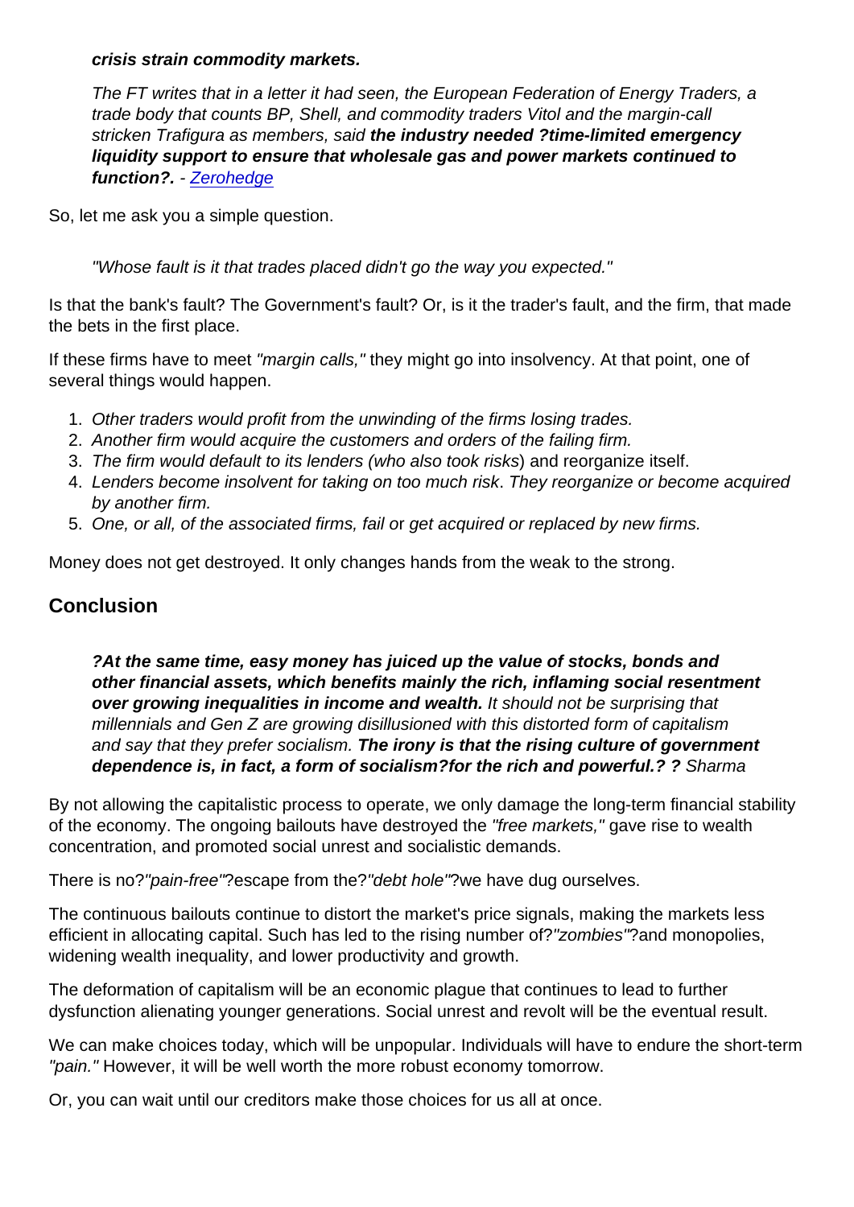**crisis strain commodity markets.**

> *The FT writes that in a letter it had seen, the European Federation of Energy Traders, a trade body that counts BP, Shell, and commodity traders Vitol and the margin-call stricken Trafigura as members, said* ***the industry needed ?time-limited emergency liquidity support to ensure that wholesale gas and power markets continued to function?.*** *- [Zerohedge]*

So, let me ask you a simple question.

> *"Whose fault is it that trades placed didn't go the way you expected."*

Is that the bank's fault? The Government's fault? Or, is it the trader's fault, and the firm, that made the bets in the first place.

If these firms have to meet *"margin calls,"* they might go into insolvency. At that point, one of several things would happen.

1. *Other traders would profit from the unwinding of the firms losing trades.*
2. *Another firm would acquire the customers and orders of the failing firm.*
3. *The firm would default to its lenders (who also took risks*) and reorganize itself.
4. *Lenders become insolvent for taking on too much risk*. *They reorganize or become acquired by another firm.*
5. *One, or all, of the associated firms, fail* or *get acquired or replaced by new firms.*

Money does not get destroyed. It only changes hands from the weak to the strong.

## Conclusion

> ***?At the same time, easy money has juiced up the value of stocks, bonds and other financial assets, which benefits mainly the rich, inflaming social resentment over growing inequalities in income and wealth.*** *It should not be surprising that millennials and Gen Z are growing disillusioned with this distorted form of capitalism and say that they prefer socialism.* ***The irony is that the rising culture of government dependence is, in fact, a form of socialism?for the rich and powerful.? ?*** *Sharma*

By not allowing the capitalistic process to operate, we only damage the long-term financial stability of the economy. The ongoing bailouts have destroyed the *"free markets,"* gave rise to wealth concentration, and promoted social unrest and socialistic demands.

There is no?*"pain-free"*?escape from the?*"debt hole"*?we have dug ourselves.

The continuous bailouts continue to distort the market's price signals, making the markets less efficient in allocating capital. Such has led to the rising number of?*"zombies"*?and monopolies, widening wealth inequality, and lower productivity and growth.

The deformation of capitalism will be an economic plague that continues to lead to further dysfunction alienating younger generations. Social unrest and revolt will be the eventual result.

We can make choices today, which will be unpopular. Individuals will have to endure the short-term *"pain."* However, it will be well worth the more robust economy tomorrow.

Or, you can wait until our creditors make those choices for us all at once.